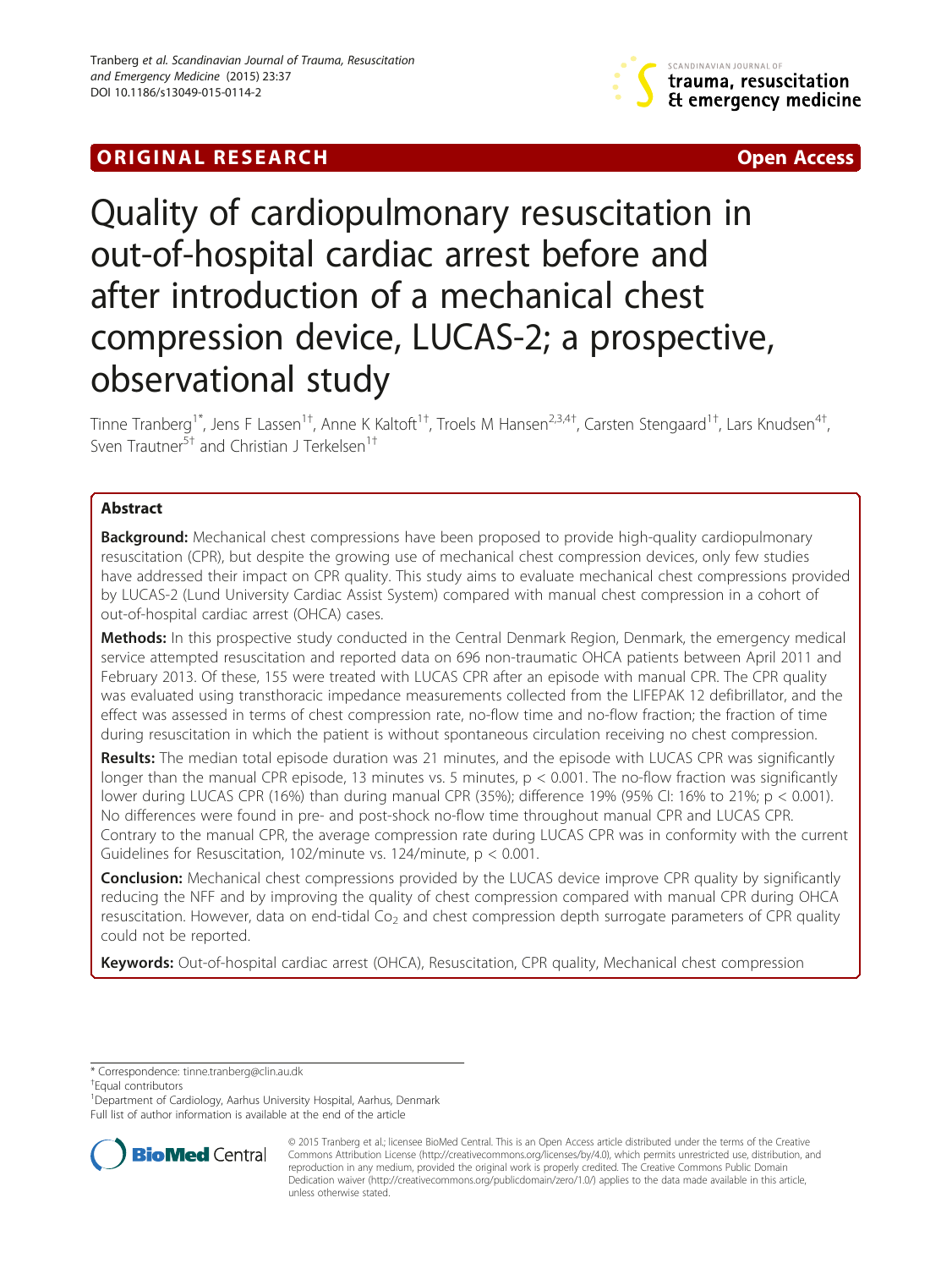ORIGINAL RESEARCH Open Access

# Quality of cardiopulmonary resuscitation in out-of-hospital cardiac arrest before and after introduction of a mechanical chest compression device, LUCAS-2; a prospective, observational study

Tinne Tranberg[1*], Jens F Lassen[1†], Anne K Kaltoft[1†], Troels M Hansen[2,3,4†], Carsten Stengaard[1†], Lars Knudsen[4†], Sven Trautner[5†] and Christian J Terkelsen[1†]

## Abstract

**Background:** Mechanical chest compressions have been proposed to provide high-quality cardiopulmonary resuscitation (CPR), but despite the growing use of mechanical chest compression devices, only few studies have addressed their impact on CPR quality. This study aims to evaluate mechanical chest compressions provided by LUCAS-2 (Lund University Cardiac Assist System) compared with manual chest compression in a cohort of out-of-hospital cardiac arrest (OHCA) cases.

**Methods:** In this prospective study conducted in the Central Denmark Region, Denmark, the emergency medical service attempted resuscitation and reported data on 696 non-traumatic OHCA patients between April 2011 and February 2013. Of these, 155 were treated with LUCAS CPR after an episode with manual CPR. The CPR quality was evaluated using transthoracic impedance measurements collected from the LIFEPAK 12 defibrillator, and the effect was assessed in terms of chest compression rate, no-flow time and no-flow fraction; the fraction of time during resuscitation in which the patient is without spontaneous circulation receiving no chest compression.

**Results:** The median total episode duration was 21 minutes, and the episode with LUCAS CPR was significantly longer than the manual CPR episode, 13 minutes vs. 5 minutes, $p < 0.001$. The no-flow fraction was significantly lower during LUCAS CPR (16%) than during manual CPR (35%); difference 19% (95% CI: 16% to 21%; $p < 0.001$). No differences were found in pre- and post-shock no-flow time throughout manual CPR and LUCAS CPR. Contrary to the manual CPR, the average compression rate during LUCAS CPR was in conformity with the current Guidelines for Resuscitation, 102/minute vs. 124/minute, $p < 0.001$.

**Conclusion:** Mechanical chest compressions provided by the LUCAS device improve CPR quality by significantly reducing the NFF and by improving the quality of chest compression compared with manual CPR during OHCA resuscitation. However, data on end-tidal $Co_2$ and chest compression depth surrogate parameters of CPR quality could not be reported.

**Keywords:** Out-of-hospital cardiac arrest (OHCA), Resuscitation, CPR quality, Mechanical chest compression

---

\* Correspondence: tinne.tranberg@clin.au.dk

†Equal contributors

[1]Department of Cardiology, Aarhus University Hospital, Aarhus, Denmark

Full list of author information is available at the end of the article

© 2015 Tranberg et al.; licensee BioMed Central. This is an Open Access article distributed under the terms of the Creative Commons Attribution License (http://creativecommons.org/licenses/by/4.0), which permits unrestricted use, distribution, and reproduction in any medium, provided the original work is properly credited. The Creative Commons Public Domain Dedication waiver (http://creativecommons.org/publicdomain/zero/1.0/) applies to the data made available in this article, unless otherwise stated.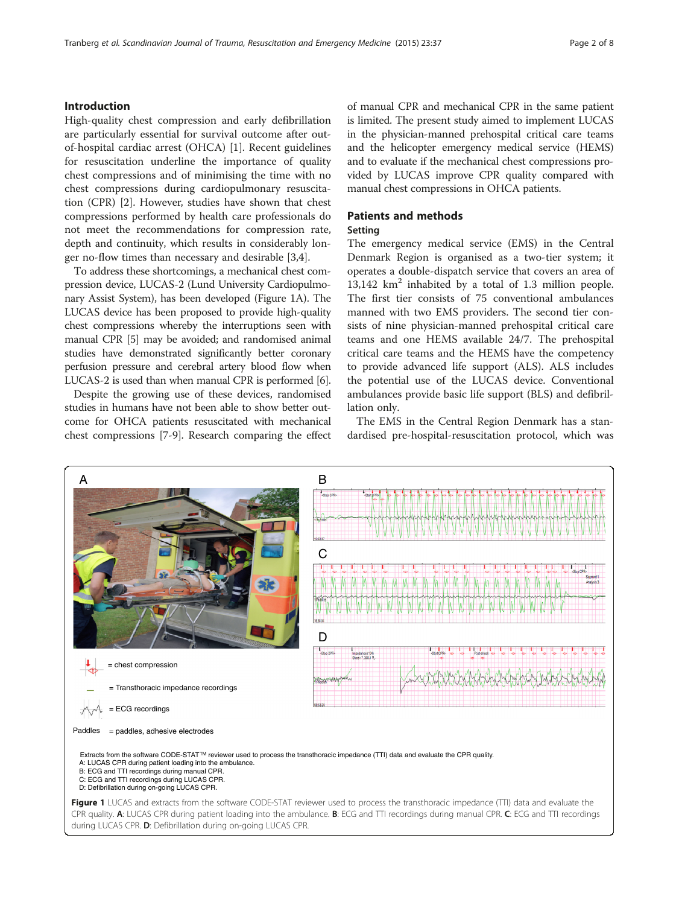## Introduction

High-quality chest compression and early defibrillation are particularly essential for survival outcome after out-of-hospital cardiac arrest (OHCA) [1]. Recent guidelines for resuscitation underline the importance of quality chest compressions and of minimising the time with no chest compressions during cardiopulmonary resuscitation (CPR) [2]. However, studies have shown that chest compressions performed by health care professionals do not meet the recommendations for compression rate, depth and continuity, which results in considerably longer no-flow times than necessary and desirable [3,4].

To address these shortcomings, a mechanical chest compression device, LUCAS-2 (Lund University Cardiopulmonary Assist System), has been developed (Figure 1A). The LUCAS device has been proposed to provide high-quality chest compressions whereby the interruptions seen with manual CPR [5] may be avoided; and randomised animal studies have demonstrated significantly better coronary perfusion pressure and cerebral artery blood flow when LUCAS-2 is used than when manual CPR is performed [6].

Despite the growing use of these devices, randomised studies in humans have not been able to show better outcome for OHCA patients resuscitated with mechanical chest compressions [7-9]. Research comparing the effect of manual CPR and mechanical CPR in the same patient is limited. The present study aimed to implement LUCAS in the physician-manned prehospital critical care teams and the helicopter emergency medical service (HEMS) and to evaluate if the mechanical chest compressions provided by LUCAS improve CPR quality compared with manual chest compressions in OHCA patients.

## Patients and methods

### Setting

The emergency medical service (EMS) in the Central Denmark Region is organised as a two-tier system; it operates a double-dispatch service that covers an area of 13,142 km$^2$ inhabited by a total of 1.3 million people. The first tier consists of 75 conventional ambulances manned with two EMS providers. The second tier consists of nine physician-manned prehospital critical care teams and one HEMS available 24/7. The prehospital critical care teams and the HEMS have the competency to provide advanced life support (ALS). ALS includes the potential use of the LUCAS device. Conventional ambulances provide basic life support (BLS) and defibrillation only.

The EMS in the Central Region Denmark has a standardised pre-hospital-resuscitation protocol, which was

= chest compression

= Transthoracic impedance recordings

= ECG recordings

Paddles = paddles, adhesive electrodes

Extracts from the software CODE-STAT™ reviewer used to process the transthoracic impedance (TTI) data and evaluate the CPR quality.
A: LUCAS CPR during patient loading into the ambulance.
B: ECG and TTI recordings during manual CPR.
C: ECG and TTI recordings during LUCAS CPR.
D: Defibrillation during on-going LUCAS CPR.

**Figure 1** LUCAS and extracts from the software CODE-STAT reviewer used to process the transthoracic impedance (TTI) data and evaluate the CPR quality. **A**: LUCAS CPR during patient loading into the ambulance. **B**: ECG and TTI recordings during manual CPR. **C**: ECG and TTI recordings during LUCAS CPR. **D**: Defibrillation during on-going LUCAS CPR.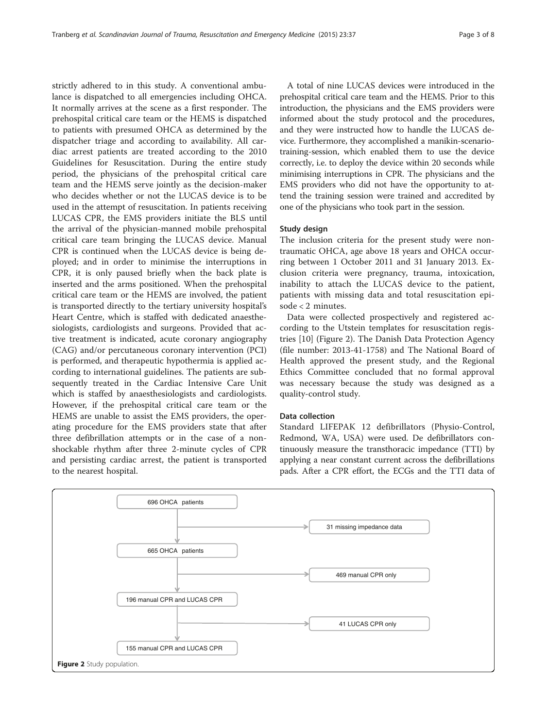strictly adhered to in this study. A conventional ambulance is dispatched to all emergencies including OHCA. It normally arrives at the scene as a first responder. The prehospital critical care team or the HEMS is dispatched to patients with presumed OHCA as determined by the dispatcher triage and according to availability. All cardiac arrest patients are treated according to the 2010 Guidelines for Resuscitation. During the entire study period, the physicians of the prehospital critical care team and the HEMS serve jointly as the decision-maker who decides whether or not the LUCAS device is to be used in the attempt of resuscitation. In patients receiving LUCAS CPR, the EMS providers initiate the BLS until the arrival of the physician-manned mobile prehospital critical care team bringing the LUCAS device. Manual CPR is continued when the LUCAS device is being deployed; and in order to minimise the interruptions in CPR, it is only paused briefly when the back plate is inserted and the arms positioned. When the prehospital critical care team or the HEMS are involved, the patient is transported directly to the tertiary university hospital's Heart Centre, which is staffed with dedicated anaesthesiologists, cardiologists and surgeons. Provided that active treatment is indicated, acute coronary angiography (CAG) and/or percutaneous coronary intervention (PCI) is performed, and therapeutic hypothermia is applied according to international guidelines. The patients are subsequently treated in the Cardiac Intensive Care Unit which is staffed by anaesthesiologists and cardiologists. However, if the prehospital critical care team or the HEMS are unable to assist the EMS providers, the operating procedure for the EMS providers state that after three defibrillation attempts or in the case of a non-shockable rhythm after three 2-minute cycles of CPR and persisting cardiac arrest, the patient is transported to the nearest hospital.

A total of nine LUCAS devices were introduced in the prehospital critical care team and the HEMS. Prior to this introduction, the physicians and the EMS providers were informed about the study protocol and the procedures, and they were instructed how to handle the LUCAS device. Furthermore, they accomplished a manikin-scenario-training-session, which enabled them to use the device correctly, i.e. to deploy the device within 20 seconds while minimising interruptions in CPR. The physicians and the EMS providers who did not have the opportunity to attend the training session were trained and accredited by one of the physicians who took part in the session.

### Study design

The inclusion criteria for the present study were non-traumatic OHCA, age above 18 years and OHCA occurring between 1 October 2011 and 31 January 2013. Exclusion criteria were pregnancy, trauma, intoxication, inability to attach the LUCAS device to the patient, patients with missing data and total resuscitation episode < 2 minutes.

Data were collected prospectively and registered according to the Utstein templates for resuscitation registries [10] (Figure 2). The Danish Data Protection Agency (file number: 2013-41-1758) and The National Board of Health approved the present study, and the Regional Ethics Committee concluded that no formal approval was necessary because the study was designed as a quality-control study.

### Data collection

Standard LIFEPAK 12 defibrillators (Physio-Control, Redmond, WA, USA) were used. De defibrillators continuously measure the transthoracic impedance (TTI) by applying a near constant current across the defibrillations pads. After a CPR effort, the ECGs and the TTI data of

696 OHCA patients

31 missing impedance data

665 OHCA patients

469 manual CPR only

196 manual CPR and LUCAS CPR

41 LUCAS CPR only

155 manual CPR and LUCAS CPR

**Figure 2** Study population.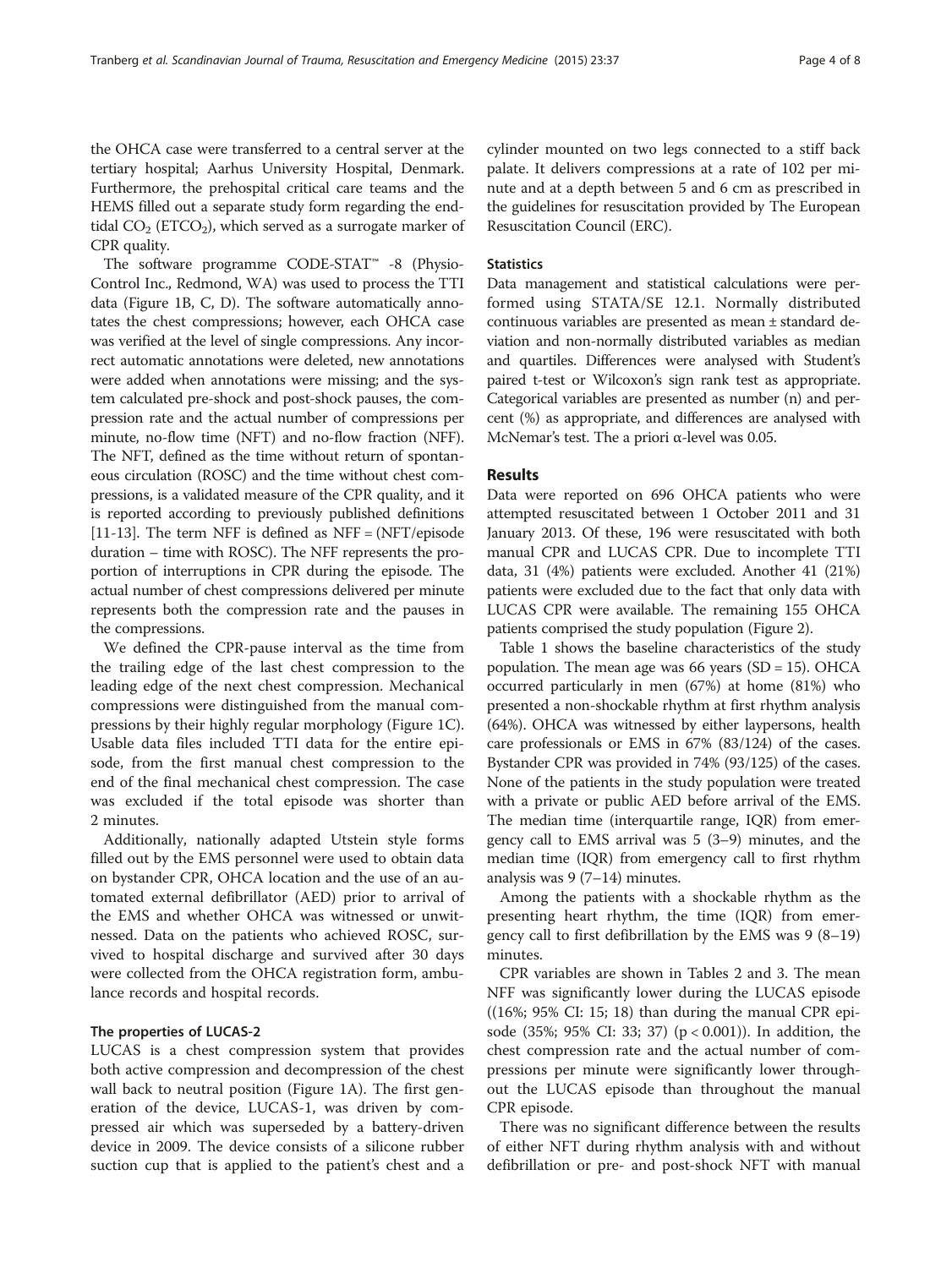the OHCA case were transferred to a central server at the tertiary hospital; Aarhus University Hospital, Denmark. Furthermore, the prehospital critical care teams and the HEMS filled out a separate study form regarding the end-tidal $CO_2$ ($ETCO_2$), which served as a surrogate marker of CPR quality.

The software programme CODE-STAT™ -8 (Physio-Control Inc., Redmond, WA) was used to process the TTI data (Figure 1B, C, D). The software automatically annotates the chest compressions; however, each OHCA case was verified at the level of single compressions. Any incorrect automatic annotations were deleted, new annotations were added when annotations were missing; and the system calculated pre-shock and post-shock pauses, the compression rate and the actual number of compressions per minute, no-flow time (NFT) and no-flow fraction (NFF). The NFT, defined as the time without return of spontaneous circulation (ROSC) and the time without chest compressions, is a validated measure of the CPR quality, and it is reported according to previously published definitions [11-13]. The term NFF is defined as NFF = (NFT/episode duration – time with ROSC). The NFF represents the proportion of interruptions in CPR during the episode. The actual number of chest compressions delivered per minute represents both the compression rate and the pauses in the compressions.

We defined the CPR-pause interval as the time from the trailing edge of the last chest compression to the leading edge of the next chest compression. Mechanical compressions were distinguished from the manual compressions by their highly regular morphology (Figure 1C). Usable data files included TTI data for the entire episode, from the first manual chest compression to the end of the final mechanical chest compression. The case was excluded if the total episode was shorter than 2 minutes.

Additionally, nationally adapted Utstein style forms filled out by the EMS personnel were used to obtain data on bystander CPR, OHCA location and the use of an automated external defibrillator (AED) prior to arrival of the EMS and whether OHCA was witnessed or unwitnessed. Data on the patients who achieved ROSC, survived to hospital discharge and survived after 30 days were collected from the OHCA registration form, ambulance records and hospital records.

#### The properties of LUCAS-2

LUCAS is a chest compression system that provides both active compression and decompression of the chest wall back to neutral position (Figure 1A). The first generation of the device, LUCAS-1, was driven by compressed air which was superseded by a battery-driven device in 2009. The device consists of a silicone rubber suction cup that is applied to the patient's chest and a cylinder mounted on two legs connected to a stiff back palate. It delivers compressions at a rate of 102 per minute and at a depth between 5 and 6 cm as prescribed in the guidelines for resuscitation provided by The European Resuscitation Council (ERC).

#### Statistics

Data management and statistical calculations were performed using STATA/SE 12.1. Normally distributed continuous variables are presented as mean ± standard deviation and non-normally distributed variables as median and quartiles. Differences were analysed with Student's paired t-test or Wilcoxon's sign rank test as appropriate. Categorical variables are presented as number (n) and percent (%) as appropriate, and differences are analysed with McNemar's test. The a priori $\alpha$-level was 0.05.

## Results

Data were reported on 696 OHCA patients who were attempted resuscitated between 1 October 2011 and 31 January 2013. Of these, 196 were resuscitated with both manual CPR and LUCAS CPR. Due to incomplete TTI data, 31 (4%) patients were excluded. Another 41 (21%) patients were excluded due to the fact that only data with LUCAS CPR were available. The remaining 155 OHCA patients comprised the study population (Figure 2).

Table 1 shows the baseline characteristics of the study population. The mean age was 66 years (SD = 15). OHCA occurred particularly in men (67%) at home (81%) who presented a non-shockable rhythm at first rhythm analysis (64%). OHCA was witnessed by either laypersons, health care professionals or EMS in 67% (83/124) of the cases. Bystander CPR was provided in 74% (93/125) of the cases. None of the patients in the study population were treated with a private or public AED before arrival of the EMS. The median time (interquartile range, IQR) from emergency call to EMS arrival was 5 (3–9) minutes, and the median time (IQR) from emergency call to first rhythm analysis was 9 (7–14) minutes.

Among the patients with a shockable rhythm as the presenting heart rhythm, the time (IQR) from emergency call to first defibrillation by the EMS was 9 (8–19) minutes.

CPR variables are shown in Tables 2 and 3. The mean NFF was significantly lower during the LUCAS episode ((16%; 95% CI: 15; 18) than during the manual CPR episode (35%; 95% CI: 33; 37) ($p < 0.001$)). In addition, the chest compression rate and the actual number of compressions per minute were significantly lower throughout the LUCAS episode than throughout the manual CPR episode.

There was no significant difference between the results of either NFT during rhythm analysis with and without defibrillation or pre- and post-shock NFT with manual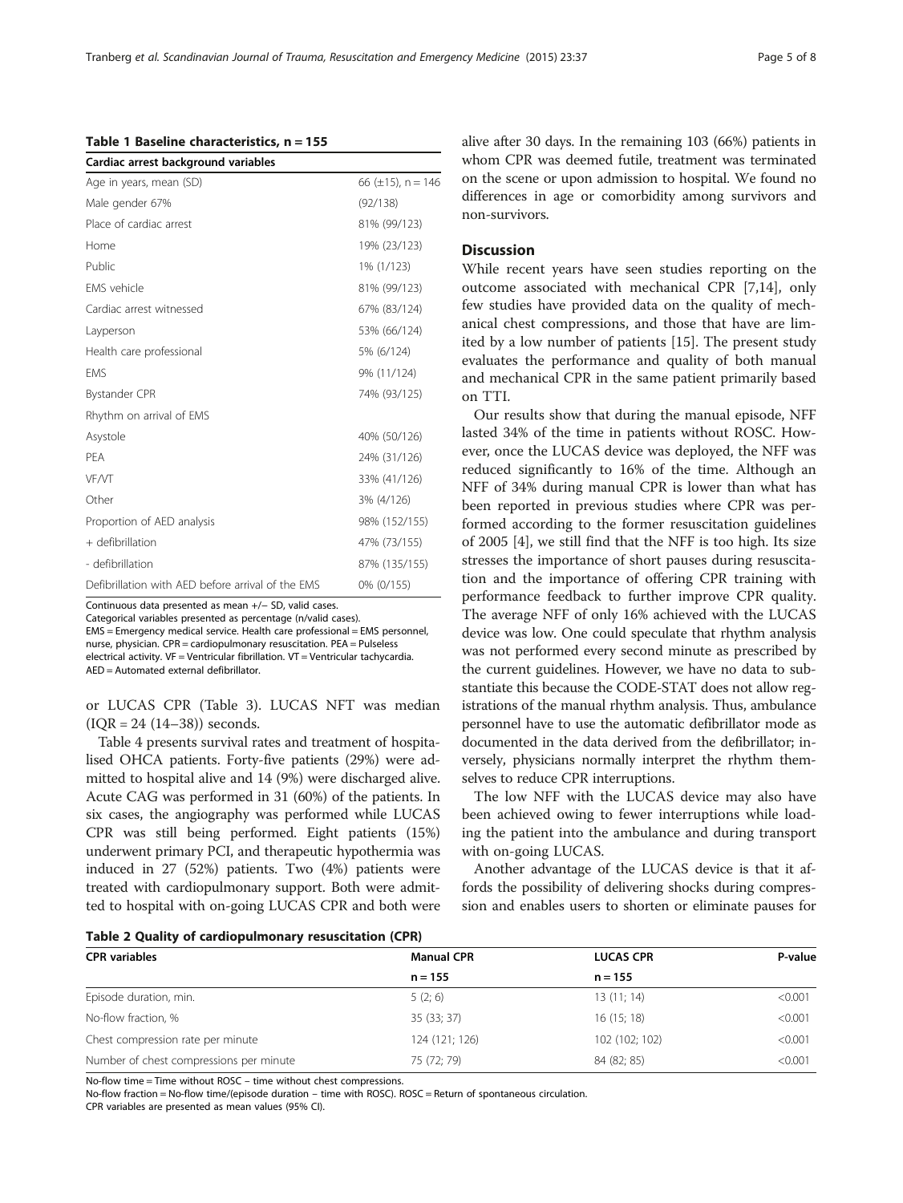**Table 1 Baseline characteristics, n = 155**

| Cardiac arrest background variables | |
|---|---|
| Age in years, mean (SD) | 66 (±15), n = 146 |
| Male gender 67% | (92/138) |
| Place of cardiac arrest | 81% (99/123) |
| Home | 19% (23/123) |
| Public | 1% (1/123) |
| EMS vehicle | 81% (99/123) |
| Cardiac arrest witnessed | 67% (83/124) |
| Layperson | 53% (66/124) |
| Health care professional | 5% (6/124) |
| EMS | 9% (11/124) |
| Bystander CPR | 74% (93/125) |
| Rhythm on arrival of EMS | |
| Asystole | 40% (50/126) |
| PEA | 24% (31/126) |
| VF/VT | 33% (41/126) |
| Other | 3% (4/126) |
| Proportion of AED analysis | 98% (152/155) |
| + defibrillation | 47% (73/155) |
| - defibrillation | 87% (135/155) |
| Defibrillation with AED before arrival of the EMS | 0% (0/155) |

Continuous data presented as mean +/− SD, valid cases.
Categorical variables presented as percentage (n/valid cases).
EMS = Emergency medical service. Health care professional = EMS personnel, nurse, physician. CPR = cardiopulmonary resuscitation. PEA = Pulseless electrical activity. VF = Ventricular fibrillation. VT = Ventricular tachycardia. AED = Automated external defibrillator.

or LUCAS CPR (Table 3). LUCAS NFT was median (IQR = 24 (14–38)) seconds.

Table 4 presents survival rates and treatment of hospitalised OHCA patients. Forty-five patients (29%) were admitted to hospital alive and 14 (9%) were discharged alive. Acute CAG was performed in 31 (60%) of the patients. In six cases, the angiography was performed while LUCAS CPR was still being performed. Eight patients (15%) underwent primary PCI, and therapeutic hypothermia was induced in 27 (52%) patients. Two (4%) patients were treated with cardiopulmonary support. Both were admitted to hospital with on-going LUCAS CPR and both were alive after 30 days. In the remaining 103 (66%) patients in whom CPR was deemed futile, treatment was terminated on the scene or upon admission to hospital. We found no differences in age or comorbidity among survivors and non-survivors.

## Discussion

While recent years have seen studies reporting on the outcome associated with mechanical CPR [7,14], only few studies have provided data on the quality of mechanical chest compressions, and those that have are limited by a low number of patients [15]. The present study evaluates the performance and quality of both manual and mechanical CPR in the same patient primarily based on TTI.

Our results show that during the manual episode, NFF lasted 34% of the time in patients without ROSC. However, once the LUCAS device was deployed, the NFF was reduced significantly to 16% of the time. Although an NFF of 34% during manual CPR is lower than what has been reported in previous studies where CPR was performed according to the former resuscitation guidelines of 2005 [4], we still find that the NFF is too high. Its size stresses the importance of short pauses during resuscitation and the importance of offering CPR training with performance feedback to further improve CPR quality. The average NFF of only 16% achieved with the LUCAS device was low. One could speculate that rhythm analysis was not performed every second minute as prescribed by the current guidelines. However, we have no data to substantiate this because the CODE-STAT does not allow registrations of the manual rhythm analysis. Thus, ambulance personnel have to use the automatic defibrillator mode as documented in the data derived from the defibrillator; inversely, physicians normally interpret the rhythm themselves to reduce CPR interruptions.

The low NFF with the LUCAS device may also have been achieved owing to fewer interruptions while loading the patient into the ambulance and during transport with on-going LUCAS.

Another advantage of the LUCAS device is that it affords the possibility of delivering shocks during compression and enables users to shorten or eliminate pauses for

**Table 2 Quality of cardiopulmonary resuscitation (CPR)**

| CPR variables | Manual CPR | LUCAS CPR | P-value |
|---|---|---|---|
| | n = 155 | n = 155 | |
| Episode duration, min. | 5 (2; 6) | 13 (11; 14) | <0.001 |
| No-flow fraction, % | 35 (33; 37) | 16 (15; 18) | <0.001 |
| Chest compression rate per minute | 124 (121; 126) | 102 (102; 102) | <0.001 |
| Number of chest compressions per minute | 75 (72; 79) | 84 (82; 85) | <0.001 |

No-flow time = Time without ROSC – time without chest compressions.
No-flow fraction = No-flow time/(episode duration − time with ROSC). ROSC = Return of spontaneous circulation.
CPR variables are presented as mean values (95% CI).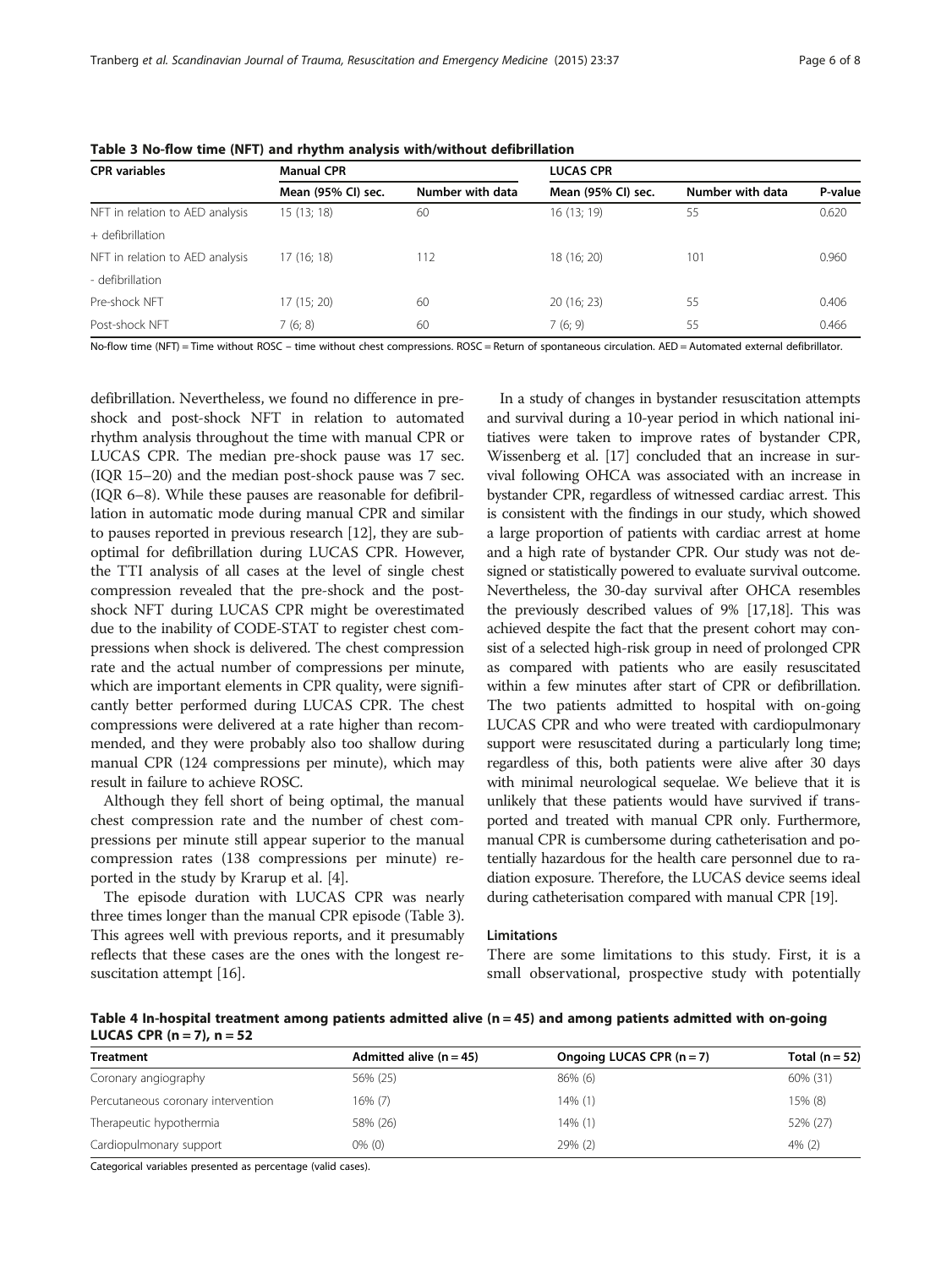**Table 3 No-flow time (NFT) and rhythm analysis with/without defibrillation**

| CPR variables | Manual CPR | | LUCAS CPR | | |
|---|---|---|---|---|---|
| | Mean (95% CI) sec. | Number with data | Mean (95% CI) sec. | Number with data | P-value |
| NFT in relation to AED analysis + defibrillation | 15 (13; 18) | 60 | 16 (13; 19) | 55 | 0.620 |
| NFT in relation to AED analysis - defibrillation | 17 (16; 18) | 112 | 18 (16; 20) | 101 | 0.960 |
| Pre-shock NFT | 17 (15; 20) | 60 | 20 (16; 23) | 55 | 0.406 |
| Post-shock NFT | 7 (6; 8) | 60 | 7 (6; 9) | 55 | 0.466 |

No-flow time (NFT) = Time without ROSC – time without chest compressions. ROSC = Return of spontaneous circulation. AED = Automated external defibrillator.

defibrillation. Nevertheless, we found no difference in pre-shock and post-shock NFT in relation to automated rhythm analysis throughout the time with manual CPR or LUCAS CPR. The median pre-shock pause was 17 sec. (IQR 15–20) and the median post-shock pause was 7 sec. (IQR 6–8). While these pauses are reasonable for defibrillation in automatic mode during manual CPR and similar to pauses reported in previous research [12], they are suboptimal for defibrillation during LUCAS CPR. However, the TTI analysis of all cases at the level of single chest compression revealed that the pre-shock and the post-shock NFT during LUCAS CPR might be overestimated due to the inability of CODE-STAT to register chest compressions when shock is delivered. The chest compression rate and the actual number of compressions per minute, which are important elements in CPR quality, were significantly better performed during LUCAS CPR. The chest compressions were delivered at a rate higher than recommended, and they were probably also too shallow during manual CPR (124 compressions per minute), which may result in failure to achieve ROSC.

Although they fell short of being optimal, the manual chest compression rate and the number of chest compressions per minute still appear superior to the manual compression rates (138 compressions per minute) reported in the study by Krarup et al. [4].

The episode duration with LUCAS CPR was nearly three times longer than the manual CPR episode (Table 3). This agrees well with previous reports, and it presumably reflects that these cases are the ones with the longest resuscitation attempt [16].

In a study of changes in bystander resuscitation attempts and survival during a 10-year period in which national initiatives were taken to improve rates of bystander CPR, Wissenberg et al. [17] concluded that an increase in survival following OHCA was associated with an increase in bystander CPR, regardless of witnessed cardiac arrest. This is consistent with the findings in our study, which showed a large proportion of patients with cardiac arrest at home and a high rate of bystander CPR. Our study was not designed or statistically powered to evaluate survival outcome. Nevertheless, the 30-day survival after OHCA resembles the previously described values of 9% [17,18]. This was achieved despite the fact that the present cohort may consist of a selected high-risk group in need of prolonged CPR as compared with patients who are easily resuscitated within a few minutes after start of CPR or defibrillation. The two patients admitted to hospital with on-going LUCAS CPR and who were treated with cardiopulmonary support were resuscitated during a particularly long time; regardless of this, both patients were alive after 30 days with minimal neurological sequelae. We believe that it is unlikely that these patients would have survived if transported and treated with manual CPR only. Furthermore, manual CPR is cumbersome during catheterisation and potentially hazardous for the health care personnel due to radiation exposure. Therefore, the LUCAS device seems ideal during catheterisation compared with manual CPR [19].

### Limitations

There are some limitations to this study. First, it is a small observational, prospective study with potentially

**Table 4 In-hospital treatment among patients admitted alive (n = 45) and among patients admitted with on-going LUCAS CPR (n = 7), n = 52**

| Treatment | Admitted alive (n = 45) | Ongoing LUCAS CPR (n = 7) | Total (n = 52) |
|---|---|---|---|
| Coronary angiography | 56% (25) | 86% (6) | 60% (31) |
| Percutaneous coronary intervention | 16% (7) | 14% (1) | 15% (8) |
| Therapeutic hypothermia | 58% (26) | 14% (1) | 52% (27) |
| Cardiopulmonary support | 0% (0) | 29% (2) | 4% (2) |

Categorical variables presented as percentage (valid cases).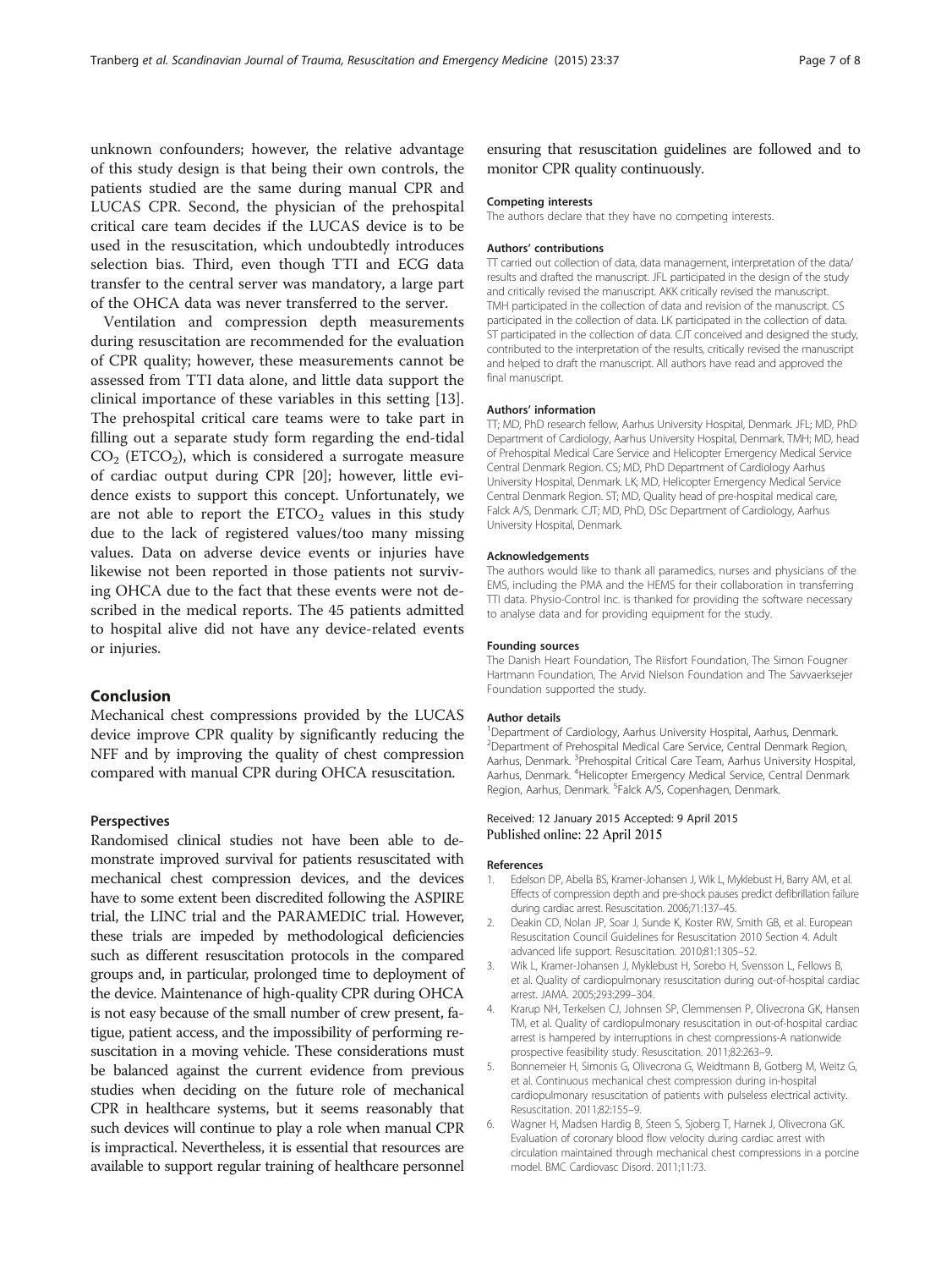unknown confounders; however, the relative advantage of this study design is that being their own controls, the patients studied are the same during manual CPR and LUCAS CPR. Second, the physician of the prehospital critical care team decides if the LUCAS device is to be used in the resuscitation, which undoubtedly introduces selection bias. Third, even though TTI and ECG data transfer to the central server was mandatory, a large part of the OHCA data was never transferred to the server.

Ventilation and compression depth measurements during resuscitation are recommended for the evaluation of CPR quality; however, these measurements cannot be assessed from TTI data alone, and little data support the clinical importance of these variables in this setting [13]. The prehospital critical care teams were to take part in filling out a separate study form regarding the end-tidal $CO_2$ ($ETCO_2$), which is considered a surrogate measure of cardiac output during CPR [20]; however, little evidence exists to support this concept. Unfortunately, we are not able to report the $ETCO_2$ values in this study due to the lack of registered values/too many missing values. Data on adverse device events or injuries have likewise not been reported in those patients not surviving OHCA due to the fact that these events were not described in the medical reports. The 45 patients admitted to hospital alive did not have any device-related events or injuries.

## Conclusion

Mechanical chest compressions provided by the LUCAS device improve CPR quality by significantly reducing the NFF and by improving the quality of chest compression compared with manual CPR during OHCA resuscitation.

### Perspectives

Randomised clinical studies not have been able to demonstrate improved survival for patients resuscitated with mechanical chest compression devices, and the devices have to some extent been discredited following the ASPIRE trial, the LINC trial and the PARAMEDIC trial. However, these trials are impeded by methodological deficiencies such as different resuscitation protocols in the compared groups and, in particular, prolonged time to deployment of the device. Maintenance of high-quality CPR during OHCA is not easy because of the small number of crew present, fatigue, patient access, and the impossibility of performing resuscitation in a moving vehicle. These considerations must be balanced against the current evidence from previous studies when deciding on the future role of mechanical CPR in healthcare systems, but it seems reasonably that such devices will continue to play a role when manual CPR is impractical. Nevertheless, it is essential that resources are available to support regular training of healthcare personnel ensuring that resuscitation guidelines are followed and to monitor CPR quality continuously.

#### Competing interests

The authors declare that they have no competing interests.

#### Authors' contributions

TT carried out collection of data, data management, interpretation of the data/results and drafted the manuscript. JFL participated in the design of the study and critically revised the manuscript. AKK critically revised the manuscript. TMH participated in the collection of data and revision of the manuscript. CS participated in the collection of data. LK participated in the collection of data. ST participated in the collection of data. CJT conceived and designed the study, contributed to the interpretation of the results, critically revised the manuscript and helped to draft the manuscript. All authors have read and approved the final manuscript.

#### Authors' information

TT; MD, PhD research fellow, Aarhus University Hospital, Denmark. JFL; MD, PhD Department of Cardiology, Aarhus University Hospital, Denmark. TMH; MD, head of Prehospital Medical Care Service and Helicopter Emergency Medical Service Central Denmark Region. CS; MD, PhD Department of Cardiology Aarhus University Hospital, Denmark. LK; MD, Helicopter Emergency Medical Service Central Denmark Region. ST; MD, Quality head of pre-hospital medical care, Falck A/S, Denmark. CJT; MD, PhD, DSc Department of Cardiology, Aarhus University Hospital, Denmark.

#### Acknowledgements

The authors would like to thank all paramedics, nurses and physicians of the EMS, including the PMA and the HEMS for their collaboration in transferring TTI data. Physio-Control Inc. is thanked for providing the software necessary to analyse data and for providing equipment for the study.

#### Founding sources

The Danish Heart Foundation, The Riisfort Foundation, The Simon Fougner Hartmann Foundation, The Arvid Nielson Foundation and The Savvaerksejer Foundation supported the study.

#### Author details

[1]Department of Cardiology, Aarhus University Hospital, Aarhus, Denmark. [2]Department of Prehospital Medical Care Service, Central Denmark Region, Aarhus, Denmark. [3]Prehospital Critical Care Team, Aarhus University Hospital, Aarhus, Denmark. [4]Helicopter Emergency Medical Service, Central Denmark Region, Aarhus, Denmark. [5]Falck A/S, Copenhagen, Denmark.

Received: 12 January 2015 Accepted: 9 April 2015
Published online: 22 April 2015

#### References

1. Edelson DP, Abella BS, Kramer-Johansen J, Wik L, Myklebust H, Barry AM, et al. Effects of compression depth and pre-shock pauses predict defibrillation failure during cardiac arrest. Resuscitation. 2006;71:137–45.
2. Deakin CD, Nolan JP, Soar J, Sunde K, Koster RW, Smith GB, et al. European Resuscitation Council Guidelines for Resuscitation 2010 Section 4. Adult advanced life support. Resuscitation. 2010;81:1305–52.
3. Wik L, Kramer-Johansen J, Myklebust H, Sorebo H, Svensson L, Fellows B, et al. Quality of cardiopulmonary resuscitation during out-of-hospital cardiac arrest. JAMA. 2005;293:299–304.
4. Krarup NH, Terkelsen CJ, Johnsen SP, Clemmensen P, Olivecrona GK, Hansen TM, et al. Quality of cardiopulmonary resuscitation in out-of-hospital cardiac arrest is hampered by interruptions in chest compressions-A nationwide prospective feasibility study. Resuscitation. 2011;82:263–9.
5. Bonnemeier H, Simonis G, Olivecrona G, Weidtmann B, Gotberg M, Weitz G, et al. Continuous mechanical chest compression during in-hospital cardiopulmonary resuscitation of patients with pulseless electrical activity. Resuscitation. 2011;82:155–9.
6. Wagner H, Madsen Hardig B, Steen S, Sjoberg T, Harnek J, Olivecrona GK. Evaluation of coronary blood flow velocity during cardiac arrest with circulation maintained through mechanical chest compressions in a porcine model. BMC Cardiovasc Disord. 2011;11:73.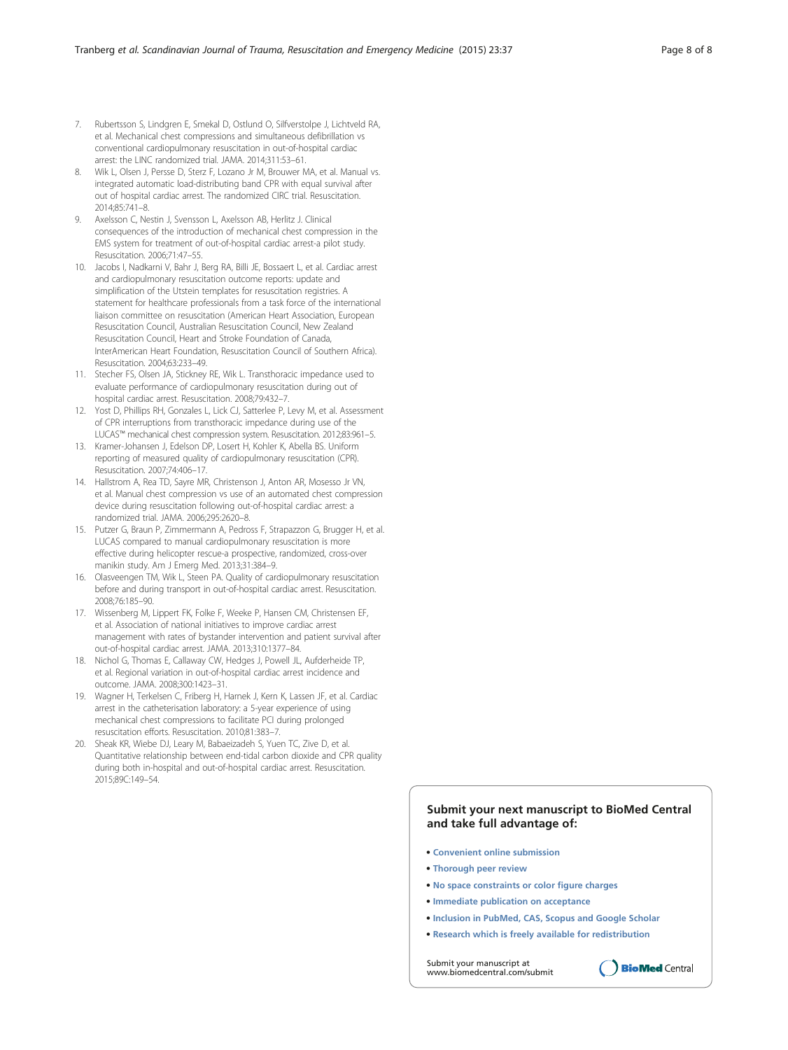7. Rubertsson S, Lindgren E, Smekal D, Ostlund O, Silfverstolpe J, Lichtveld RA, et al. Mechanical chest compressions and simultaneous defibrillation vs conventional cardiopulmonary resuscitation in out-of-hospital cardiac arrest: the LINC randomized trial. JAMA. 2014;311:53–61.
8. Wik L, Olsen J, Persse D, Sterz F, Lozano Jr M, Brouwer MA, et al. Manual vs. integrated automatic load-distributing band CPR with equal survival after out of hospital cardiac arrest. The randomized CIRC trial. Resuscitation. 2014;85:741–8.
9. Axelsson C, Nestin J, Svensson L, Axelsson AB, Herlitz J. Clinical consequences of the introduction of mechanical chest compression in the EMS system for treatment of out-of-hospital cardiac arrest-a pilot study. Resuscitation. 2006;71:47–55.
10. Jacobs I, Nadkarni V, Bahr J, Berg RA, Billi JE, Bossaert L, et al. Cardiac arrest and cardiopulmonary resuscitation outcome reports: update and simplification of the Utstein templates for resuscitation registries. A statement for healthcare professionals from a task force of the international liaison committee on resuscitation (American Heart Association, European Resuscitation Council, Australian Resuscitation Council, New Zealand Resuscitation Council, Heart and Stroke Foundation of Canada, InterAmerican Heart Foundation, Resuscitation Council of Southern Africa). Resuscitation. 2004;63:233–49.
11. Stecher FS, Olsen JA, Stickney RE, Wik L. Transthoracic impedance used to evaluate performance of cardiopulmonary resuscitation during out of hospital cardiac arrest. Resuscitation. 2008;79:432–7.
12. Yost D, Phillips RH, Gonzales L, Lick CJ, Satterlee P, Levy M, et al. Assessment of CPR interruptions from transthoracic impedance during use of the LUCAS™ mechanical chest compression system. Resuscitation. 2012;83:961–5.
13. Kramer-Johansen J, Edelson DP, Losert H, Kohler K, Abella BS. Uniform reporting of measured quality of cardiopulmonary resuscitation (CPR). Resuscitation. 2007;74:406–17.
14. Hallstrom A, Rea TD, Sayre MR, Christenson J, Anton AR, Mosesso Jr VN, et al. Manual chest compression vs use of an automated chest compression device during resuscitation following out-of-hospital cardiac arrest: a randomized trial. JAMA. 2006;295:2620–8.
15. Putzer G, Braun P, Zimmermann A, Pedross F, Strapazzon G, Brugger H, et al. LUCAS compared to manual cardiopulmonary resuscitation is more effective during helicopter rescue-a prospective, randomized, cross-over manikin study. Am J Emerg Med. 2013;31:384–9.
16. Olasveengen TM, Wik L, Steen PA. Quality of cardiopulmonary resuscitation before and during transport in out-of-hospital cardiac arrest. Resuscitation. 2008;76:185–90.
17. Wissenberg M, Lippert FK, Folke F, Weeke P, Hansen CM, Christensen EF, et al. Association of national initiatives to improve cardiac arrest management with rates of bystander intervention and patient survival after out-of-hospital cardiac arrest. JAMA. 2013;310:1377–84.
18. Nichol G, Thomas E, Callaway CW, Hedges J, Powell JL, Aufderheide TP, et al. Regional variation in out-of-hospital cardiac arrest incidence and outcome. JAMA. 2008;300:1423–31.
19. Wagner H, Terkelsen C, Friberg H, Harnek J, Kern K, Lassen JF, et al. Cardiac arrest in the catheterisation laboratory: a 5-year experience of using mechanical chest compressions to facilitate PCI during prolonged resuscitation efforts. Resuscitation. 2010;81:383–7.
20. Sheak KR, Wiebe DJ, Leary M, Babaeizadeh S, Yuen TC, Zive D, et al. Quantitative relationship between end-tidal carbon dioxide and CPR quality during both in-hospital and out-of-hospital cardiac arrest. Resuscitation. 2015;89C:149–54.

**Submit your next manuscript to BioMed Central and take full advantage of:**

- **Convenient online submission**
- **Thorough peer review**
- **No space constraints or color figure charges**
- **Immediate publication on acceptance**
- **Inclusion in PubMed, CAS, Scopus and Google Scholar**
- **Research which is freely available for redistribution**

Submit your manuscript at
www.biomedcentral.com/submit

BioMed Central